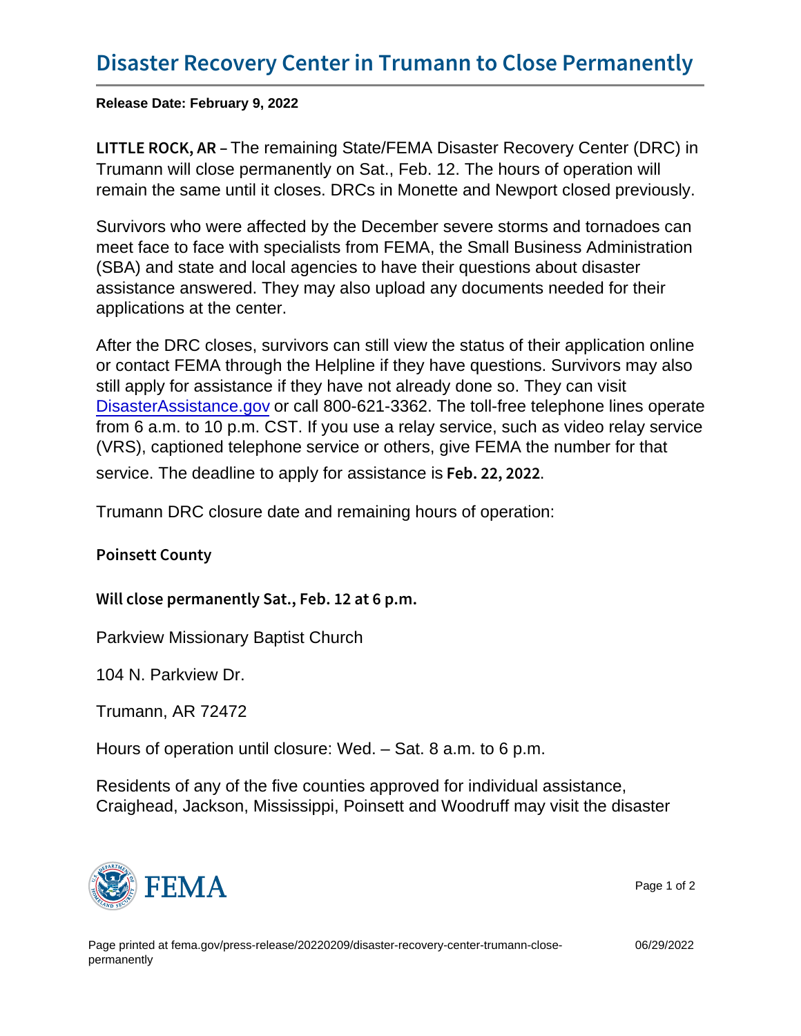# Disaster Recovery Center in Trumann to Close Permanently

**Release Date: February 9, 2022**

**LITTLE ROCK, AR** – The remaining State/FEMA Disaster Recovery Center (DRC) in Trumann will close permanently on Sat., Feb. 12. The hours of operation will remain the same until it closes. DRCs in Monette and Newport closed previously.

Survivors who were affected by the December severe storms and tornadoes can meet face to face with specialists from FEMA, the Small Business Administration (SBA) and state and local agencies to have their questions about disaster assistance answered. They may also upload any documents needed for their applications at the center.

After the DRC closes, survivors can still view the status of their application online or contact FEMA through the Helpline if they have questions. Survivors may also still apply for assistance if they have not already done so. They can visit DisasterAssistance.gov or call 800-621-3362. The toll-free telephone lines operate from 6 a.m. to 10 p.m. CST. If you use a relay service, such as video relay service (VRS), captioned telephone service or others, give FEMA the number for that service. The deadline to apply for assistance is **Feb. 22, 2022**.

Trumann DRC closure date and remaining hours of operation:

**Poinsett County**

**Will close permanently Sat., Feb. 12 at 6 p.m.**

Parkview Missionary Baptist Church

104 N. Parkview Dr.

Trumann, AR 72472

Hours of operation until closure: Wed. – Sat. 8 a.m. to 6 p.m.

Residents of any of the five counties approved for individual assistance, Craighead, Jackson, Mississippi, Poinsett and Woodruff may visit the disaster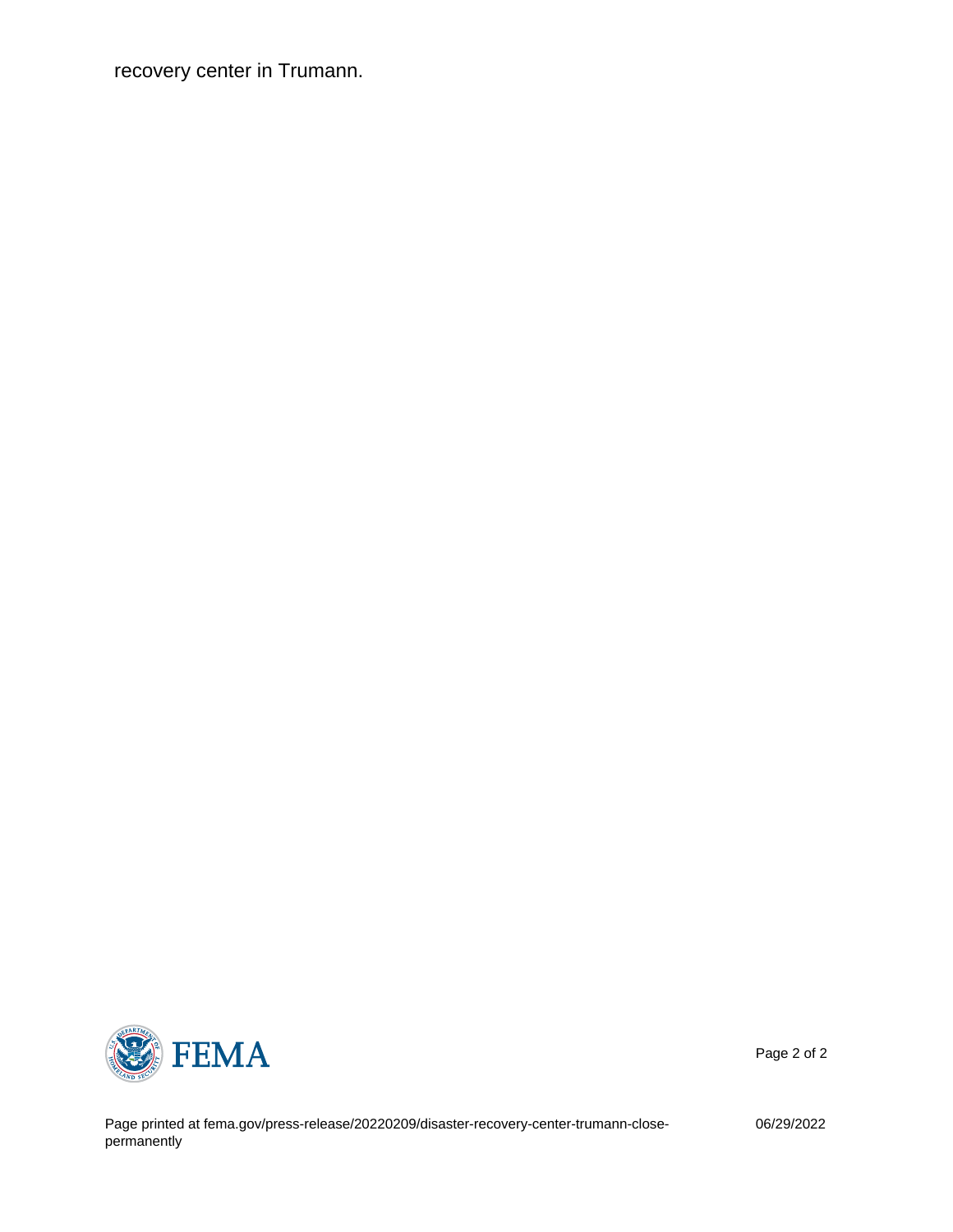recovery center in Trumann.